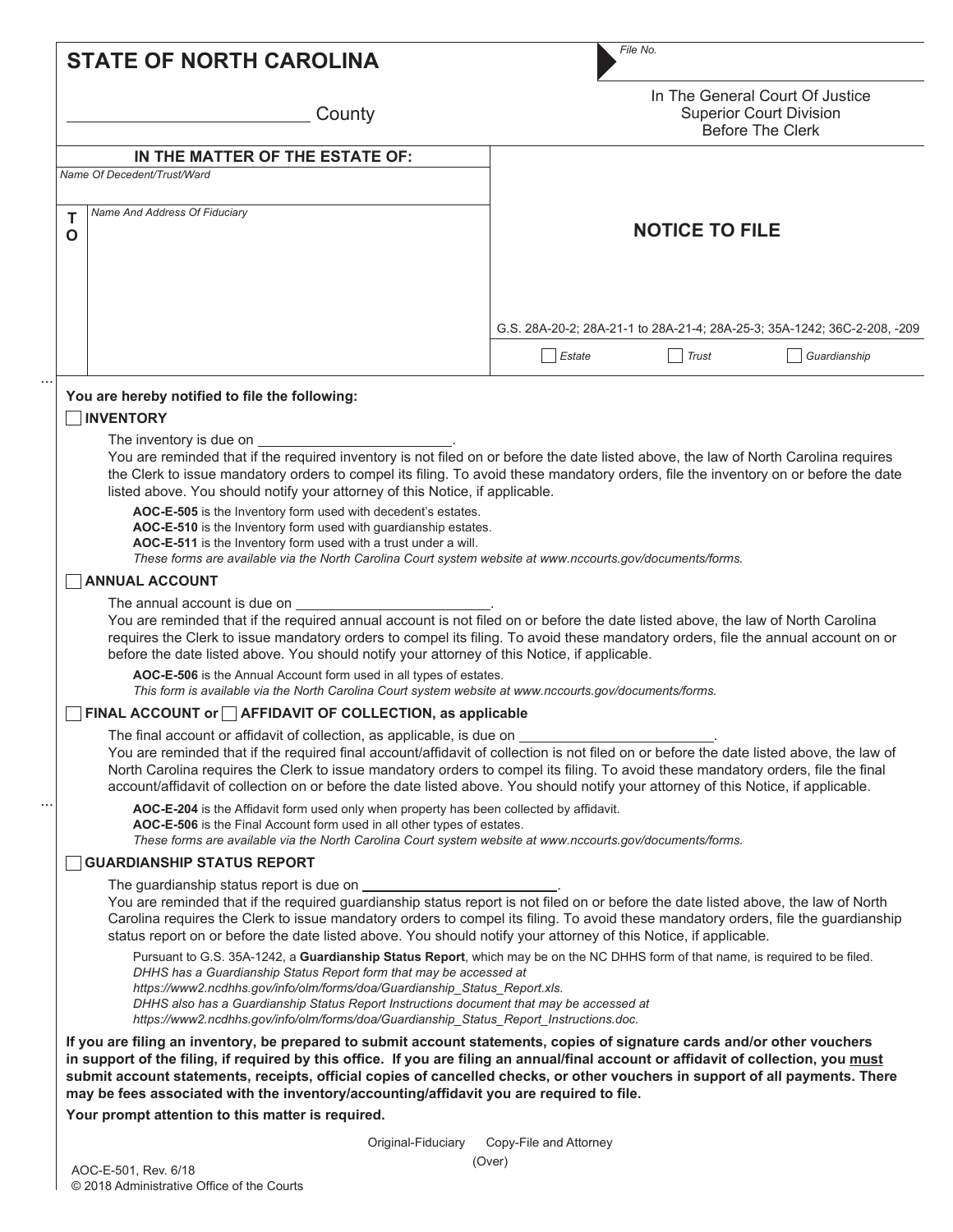**STATE OF NORTH CAROLINA**

_________________________ County

File No.

In The General Court Of Justice
Superior Court Division
Before The Clerk

**IN THE MATTER OF THE ESTATE OF:**

*Name Of Decedent/Trust/Ward*

**TO**

*Name And Address Of Fiduciary*

## NOTICE TO FILE

G.S. 28A-20-2; 28A-21-1 to 28A-21-4; 28A-25-3; 35A-1242; 36C-2-208, -209

☐ *Estate* ☐ *Trust* ☐ *Guardianship*

**You are hereby notified to file the following:**

☐ **INVENTORY**

The inventory is due on _________________________.

You are reminded that if the required inventory is not filed on or before the date listed above, the law of North Carolina requires the Clerk to issue mandatory orders to compel its filing. To avoid these mandatory orders, file the inventory on or before the date listed above. You should notify your attorney of this Notice, if applicable.

**AOC-E-505** is the Inventory form used with decedent's estates.
**AOC-E-510** is the Inventory form used with guardianship estates.
**AOC-E-511** is the Inventory form used with a trust under a will.
*These forms are available via the North Carolina Court system website at www.nccourts.gov/documents/forms.*

☐ **ANNUAL ACCOUNT**

The annual account is due on _________________________.

You are reminded that if the required annual account is not filed on or before the date listed above, the law of North Carolina requires the Clerk to issue mandatory orders to compel its filing. To avoid these mandatory orders, file the annual account on or before the date listed above. You should notify your attorney of this Notice, if applicable.

**AOC-E-506** is the Annual Account form used in all types of estates.
*This form is available via the North Carolina Court system website at www.nccourts.gov/documents/forms.*

☐ **FINAL ACCOUNT or** ☐ **AFFIDAVIT OF COLLECTION, as applicable**

The final account or affidavit of collection, as applicable, is due on _________________________.

You are reminded that if the required final account/affidavit of collection is not filed on or before the date listed above, the law of North Carolina requires the Clerk to issue mandatory orders to compel its filing. To avoid these mandatory orders, file the final account/affidavit of collection on or before the date listed above. You should notify your attorney of this Notice, if applicable.

**AOC-E-204** is the Affidavit form used only when property has been collected by affidavit.
**AOC-E-506** is the Final Account form used in all other types of estates.
*These forms are available via the North Carolina Court system website at www.nccourts.gov/documents/forms.*

☐ **GUARDIANSHIP STATUS REPORT**

The guardianship status report is due on _________________________.

You are reminded that if the required guardianship status report is not filed on or before the date listed above, the law of North Carolina requires the Clerk to issue mandatory orders to compel its filing. To avoid these mandatory orders, file the guardianship status report on or before the date listed above. You should notify your attorney of this Notice, if applicable.

Pursuant to G.S. 35A-1242, a **Guardianship Status Report**, which may be on the NC DHHS form of that name, is required to be filed.
*DHHS has a Guardianship Status Report form that may be accessed at https://www2.ncdhhs.gov/info/olm/forms/doa/Guardianship_Status_Report.xls.*
*DHHS also has a Guardianship Status Report Instructions document that may be accessed at https://www2.ncdhhs.gov/info/olm/forms/doa/Guardianship_Status_Report_Instructions.doc.*

**If you are filing an inventory, be prepared to submit account statements, copies of signature cards and/or other vouchers in support of the filing, if required by this office. If you are filing an annual/final account or affidavit of collection, you must submit account statements, receipts, official copies of cancelled checks, or other vouchers in support of all payments. There may be fees associated with the inventory/accounting/affidavit you are required to file.**

**Your prompt attention to this matter is required.**

Original-Fiduciary Copy-File and Attorney

(Over)

AOC-E-501, Rev. 6/18
© 2018 Administrative Office of the Courts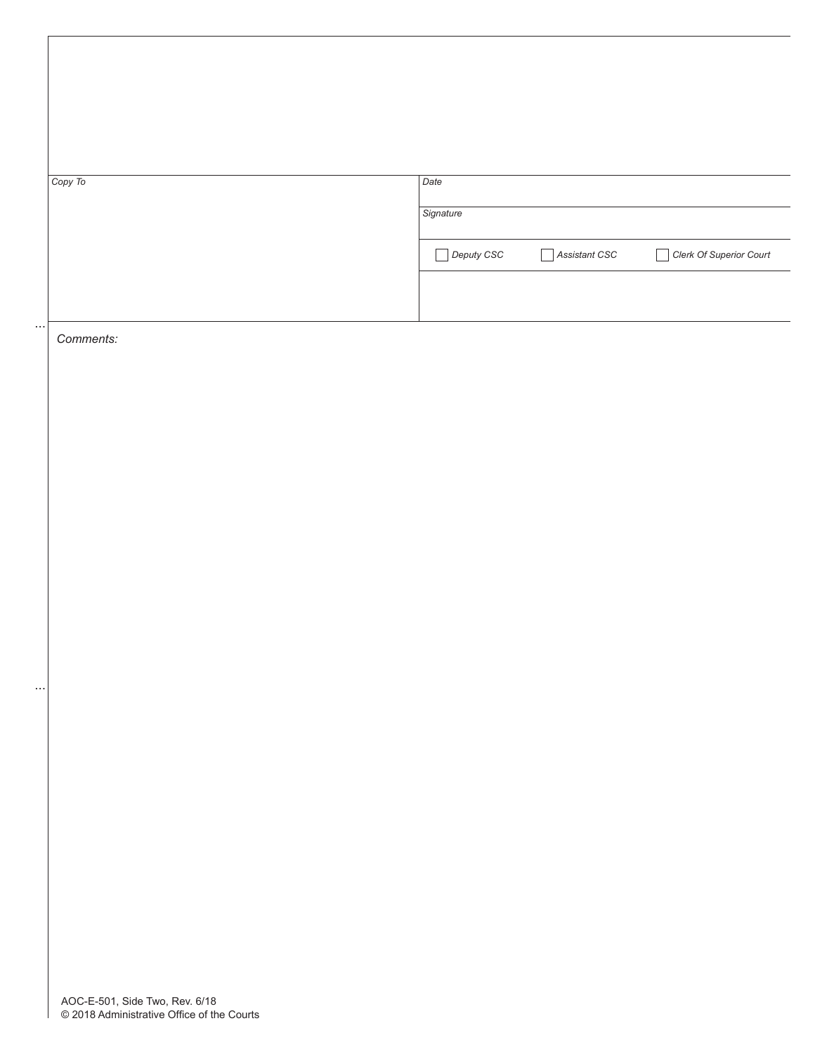| Copy To | Date |
| --- | --- |
| | Signature |
| | ☐ Deputy CSC ☐ Assistant CSC ☐ Clerk Of Superior Court |
| | |

Comments:

AOC-E-501, Side Two, Rev. 6/18
© 2018 Administrative Office of the Courts